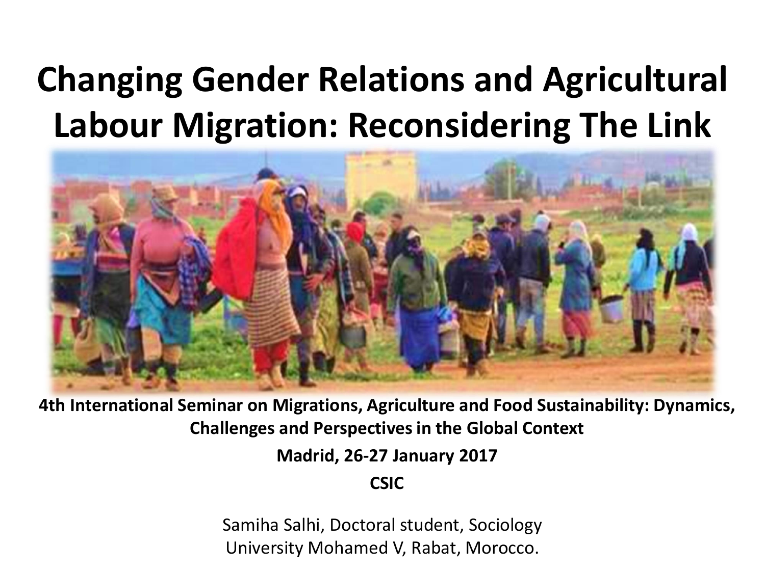# Changing Gender Relations and Agricultural Labour Migration: Reconsidering The Link

**4th International Seminar on Migrations, Agriculture and Food Sustainability: Dynamics, Challenges and Perspectives in the Global Context**

**Madrid, 26-27 January 2017**

**CSIC**

Samiha Salhi, Doctoral student, Sociology
University Mohamed V, Rabat, Morocco.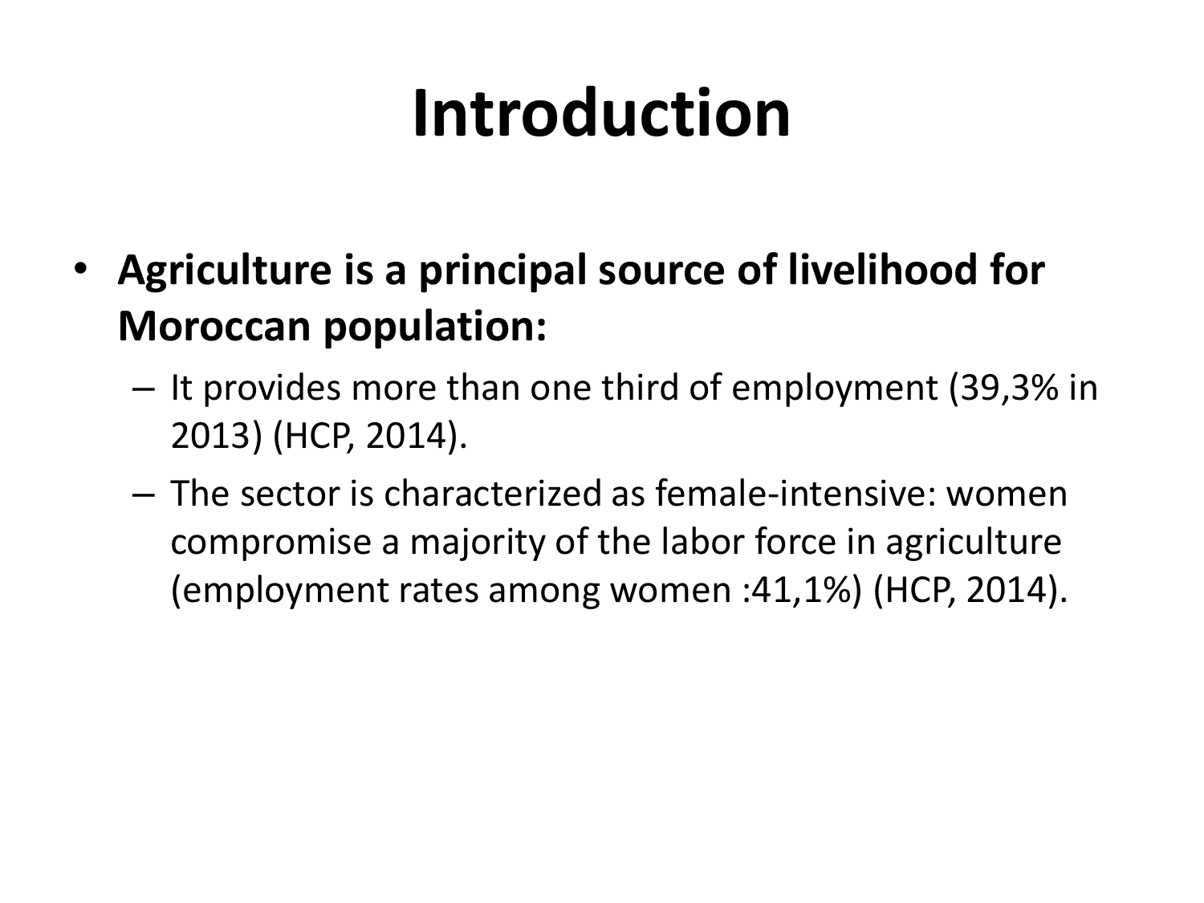# Introduction

- **Agriculture is a principal source of livelihood for Moroccan population:**
  - It provides more than one third of employment (39,3% in 2013) (HCP, 2014).
  - The sector is characterized as female-intensive: women compromise a majority of the labor force in agriculture (employment rates among women :41,1%) (HCP, 2014).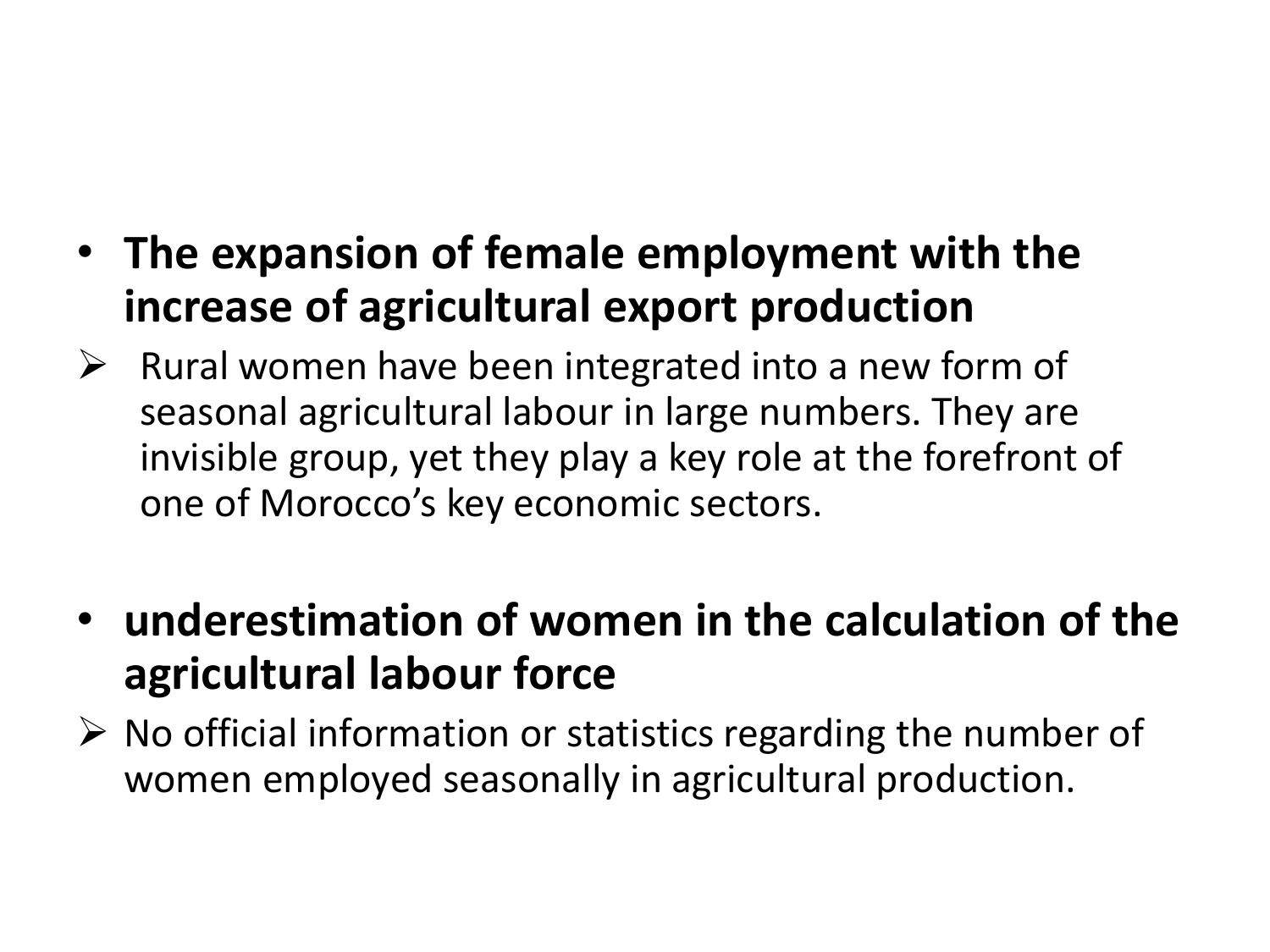- **The expansion of female employment with the increase of agricultural export production**

  - Rural women have been integrated into a new form of seasonal agricultural labour in large numbers. They are invisible group, yet they play a key role at the forefront of one of Morocco's key economic sectors.

- **underestimation of women in the calculation of the agricultural labour force**

  - No official information or statistics regarding the number of women employed seasonally in agricultural production.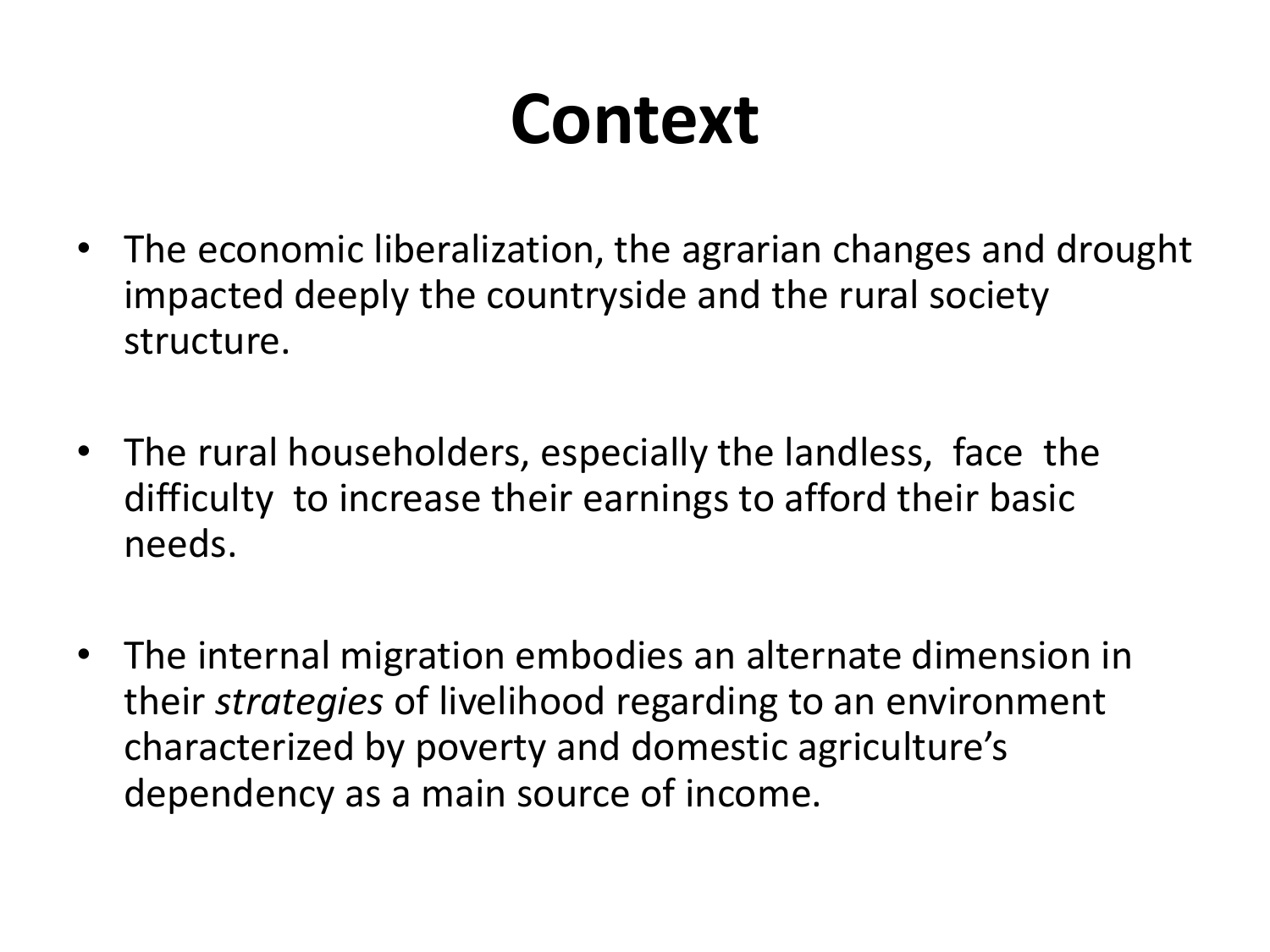# Context

- The economic liberalization, the agrarian changes and drought impacted deeply the countryside and the rural society structure.
- The rural householders, especially the landless, face the difficulty to increase their earnings to afford their basic needs.
- The internal migration embodies an alternate dimension in their *strategies* of livelihood regarding to an environment characterized by poverty and domestic agriculture's dependency as a main source of income.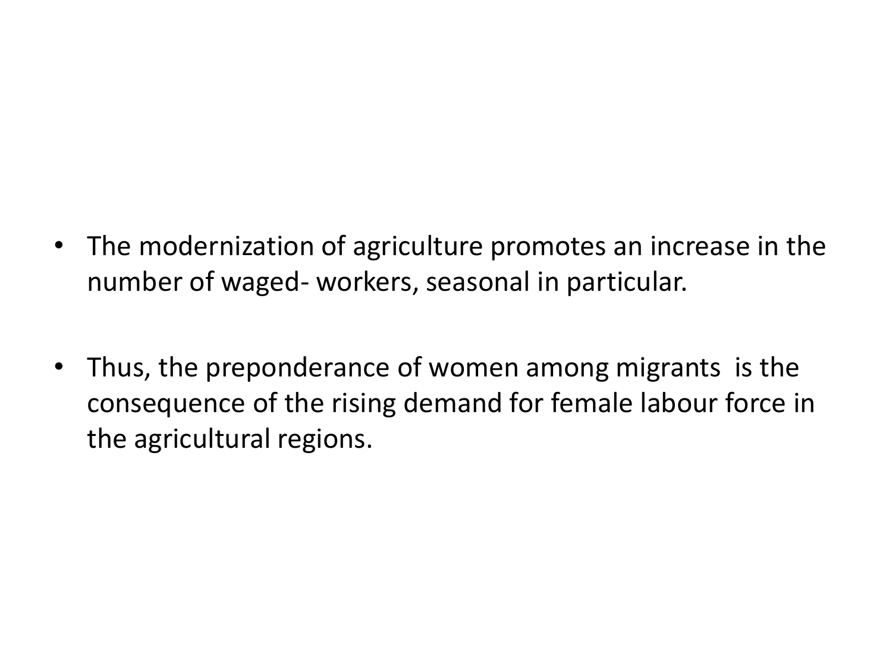- The modernization of agriculture promotes an increase in the number of waged- workers, seasonal in particular.

- Thus, the preponderance of women among migrants is the consequence of the rising demand for female labour force in the agricultural regions.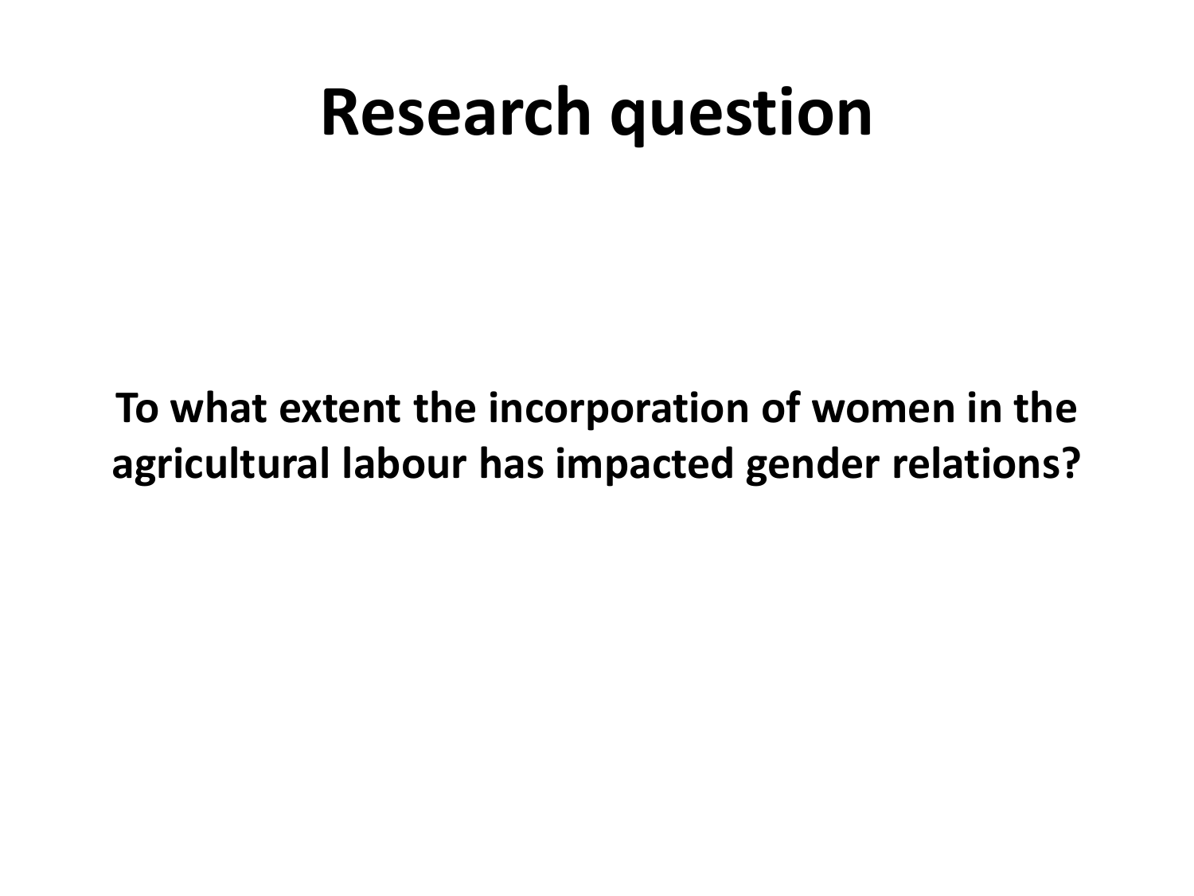# Research question

**To what extent the incorporation of women in the agricultural labour has impacted gender relations?**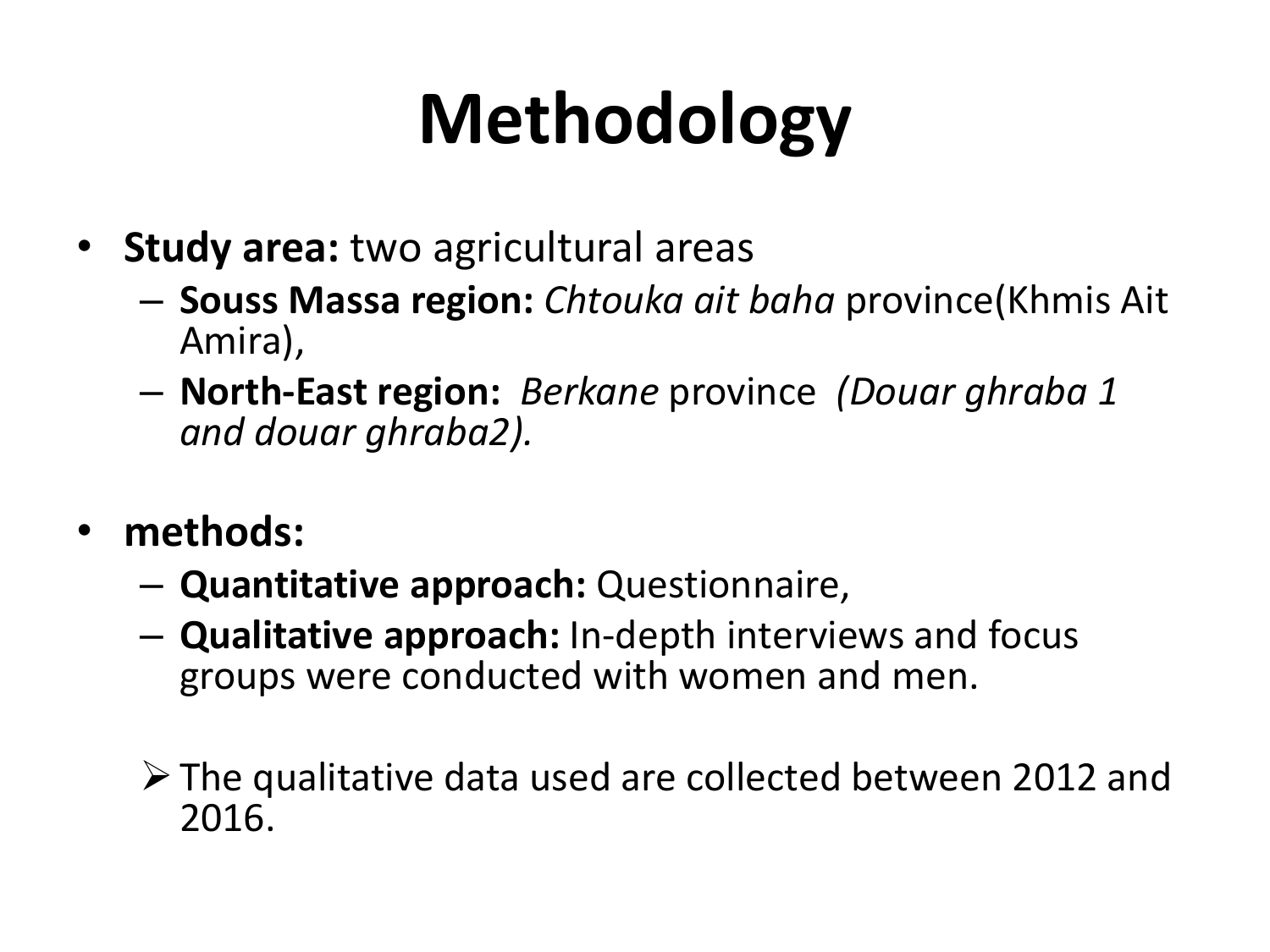# Methodology

- **Study area:** two agricultural areas
  - **Souss Massa region:** *Chtouka ait baha* province(Khmis Ait Amira),
  - **North-East region:** *Berkane* province *(Douar ghraba 1 and douar ghraba2).*

- **methods:**
  - **Quantitative approach:** Questionnaire,
  - **Qualitative approach:** In-depth interviews and focus groups were conducted with women and men.

➢ The qualitative data used are collected between 2012 and 2016.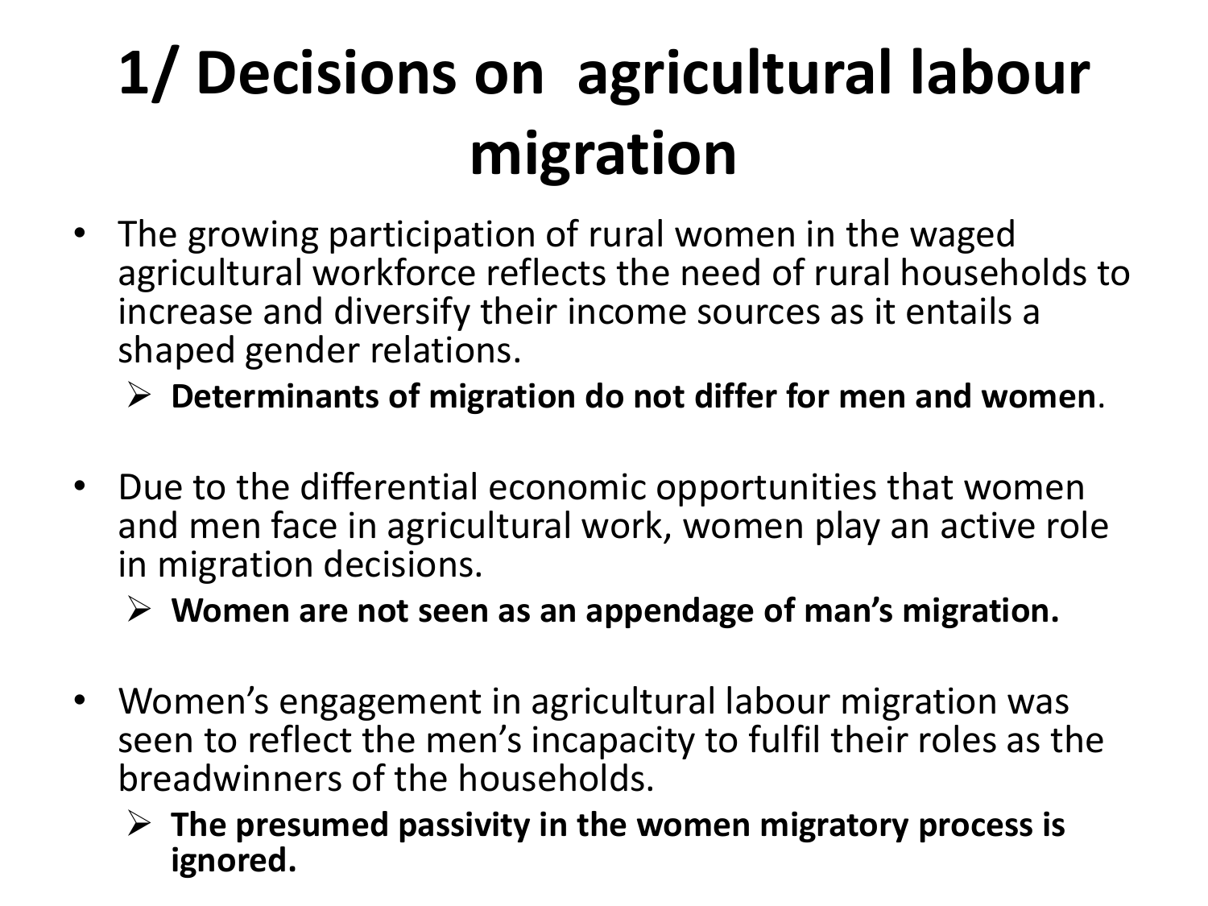# 1/ Decisions on agricultural labour migration

- The growing participation of rural women in the waged agricultural workforce reflects the need of rural households to increase and diversify their income sources as it entails a shaped gender relations.
  - **Determinants of migration do not differ for men and women**.

- Due to the differential economic opportunities that women and men face in agricultural work, women play an active role in migration decisions.
  - **Women are not seen as an appendage of man's migration.**

- Women's engagement in agricultural labour migration was seen to reflect the men's incapacity to fulfil their roles as the breadwinners of the households.
  - **The presumed passivity in the women migratory process is ignored.**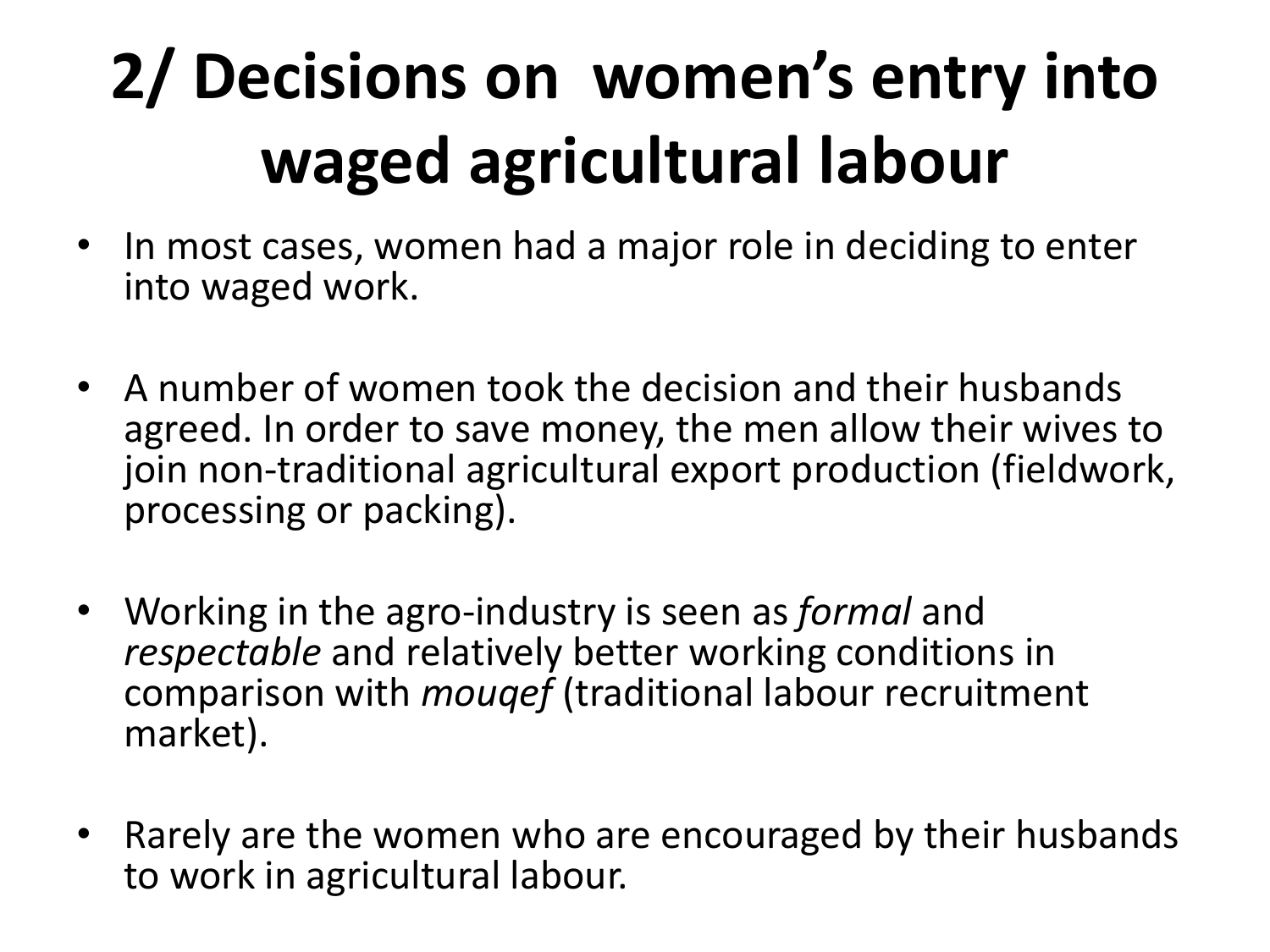# 2/ Decisions on women's entry into waged agricultural labour

- In most cases, women had a major role in deciding to enter into waged work.
- A number of women took the decision and their husbands agreed. In order to save money, the men allow their wives to join non-traditional agricultural export production (fieldwork, processing or packing).
- Working in the agro-industry is seen as *formal* and *respectable* and relatively better working conditions in comparison with *mouqef* (traditional labour recruitment market).
- Rarely are the women who are encouraged by their husbands to work in agricultural labour.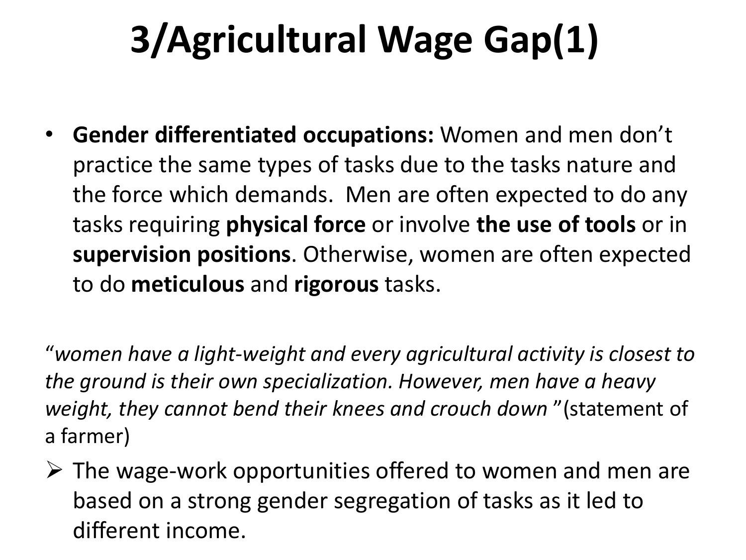# 3/Agricultural Wage Gap(1)

- **Gender differentiated occupations:** Women and men don’t practice the same types of tasks due to the tasks nature and the force which demands.  Men are often expected to do any tasks requiring **physical force** or involve **the use of tools** or in **supervision positions**. Otherwise, women are often expected to do **meticulous** and **rigorous** tasks.

“*women have a light-weight and every agricultural activity is closest to the ground is their own specialization. However, men have a heavy weight, they cannot bend their knees and crouch down* ”(statement of a farmer)

- The wage-work opportunities offered to women and men are based on a strong gender segregation of tasks as it led to different income.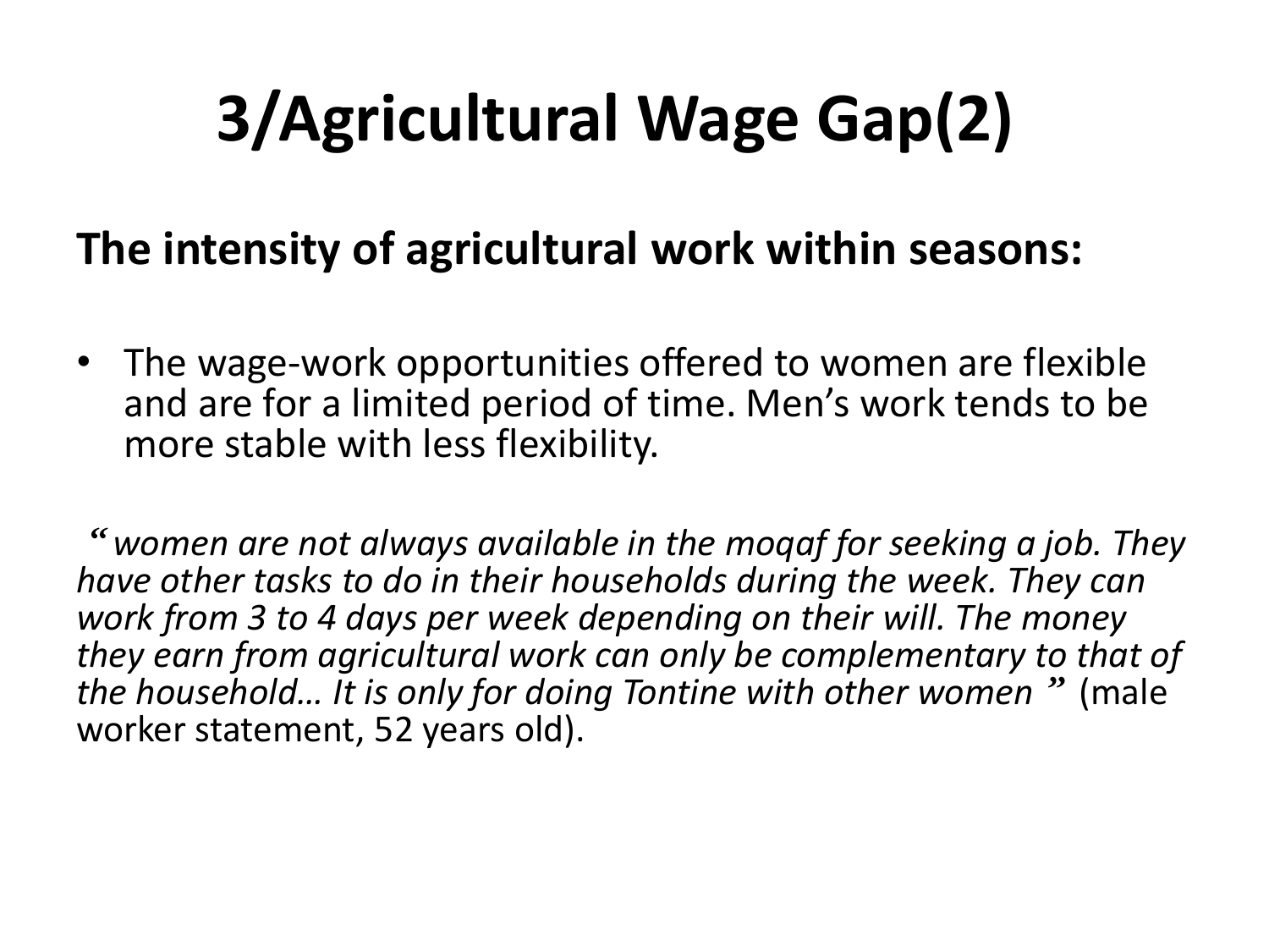# 3/Agricultural Wage Gap(2)

**The intensity of agricultural work within seasons:**

- The wage-work opportunities offered to women are flexible and are for a limited period of time. Men's work tends to be more stable with less flexibility.

"*women are not always available in the moqaf for seeking a job. They have other tasks to do in their households during the week. They can work from 3 to 4 days per week depending on their will. The money they earn from agricultural work can only be complementary to that of the household… It is only for doing Tontine with other women*" (male worker statement, 52 years old).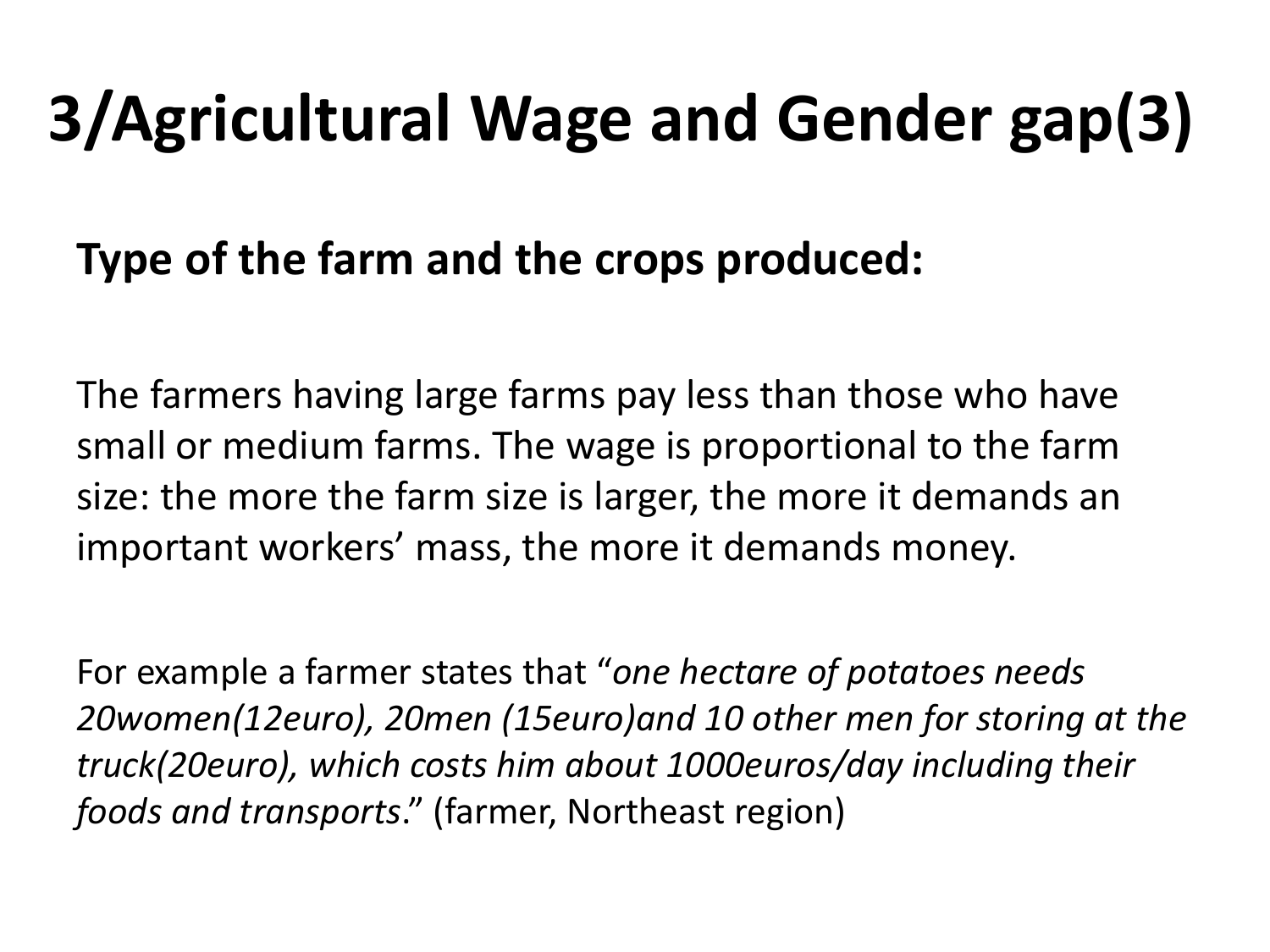# 3/Agricultural Wage and Gender gap(3)

**Type of the farm and the crops produced:**

The farmers having large farms pay less than those who have small or medium farms. The wage is proportional to the farm size: the more the farm size is larger, the more it demands an important workers' mass, the more it demands money.

For example a farmer states that "*one hectare of potatoes needs 20women(12euro), 20men (15euro)and 10 other men for storing at the truck(20euro), which costs him about 1000euros/day including their foods and transports*." (farmer, Northeast region)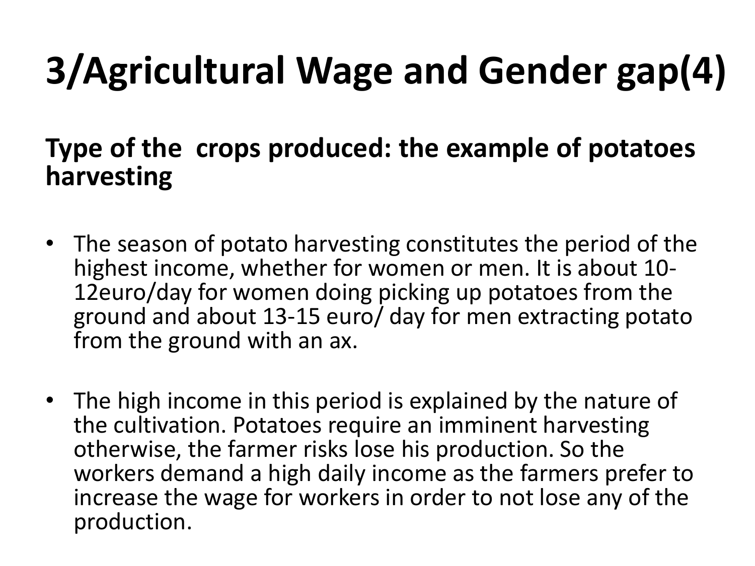# 3/Agricultural Wage and Gender gap(4)

## Type of the crops produced: the example of potatoes harvesting

- The season of potato harvesting constitutes the period of the highest income, whether for women or men. It is about 10-12euro/day for women doing picking up potatoes from the ground and about 13-15 euro/ day for men extracting potato from the ground with an ax.

- The high income in this period is explained by the nature of the cultivation. Potatoes require an imminent harvesting otherwise, the farmer risks lose his production. So the workers demand a high daily income as the farmers prefer to increase the wage for workers in order to not lose any of the production.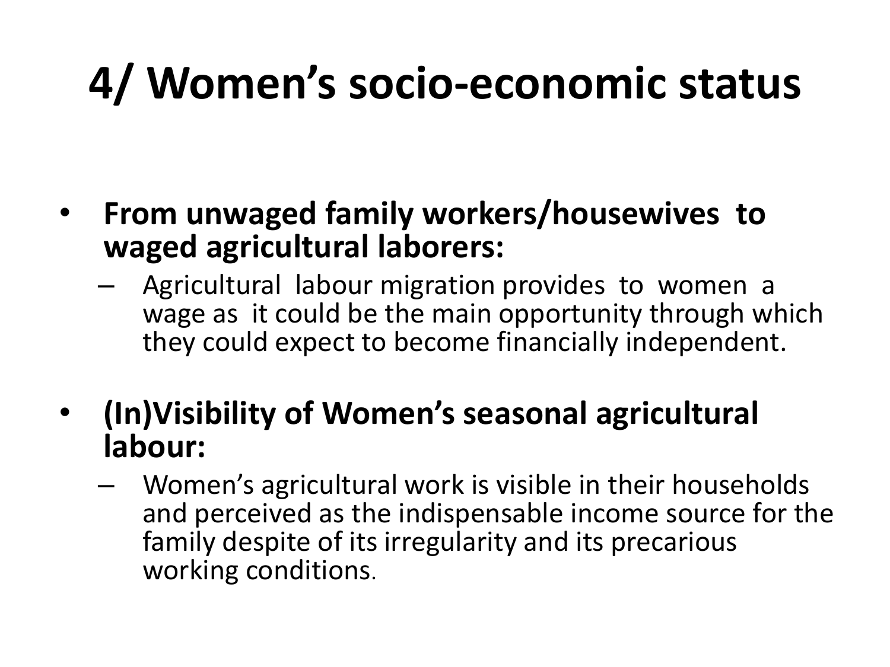# 4/ Women's socio-economic status

- **From unwaged family workers/housewives to waged agricultural laborers:**
  - Agricultural labour migration provides to women a wage as it could be the main opportunity through which they could expect to become financially independent.

- **(In)Visibility of Women's seasonal agricultural labour:**
  - Women's agricultural work is visible in their households and perceived as the indispensable income source for the family despite of its irregularity and its precarious working conditions.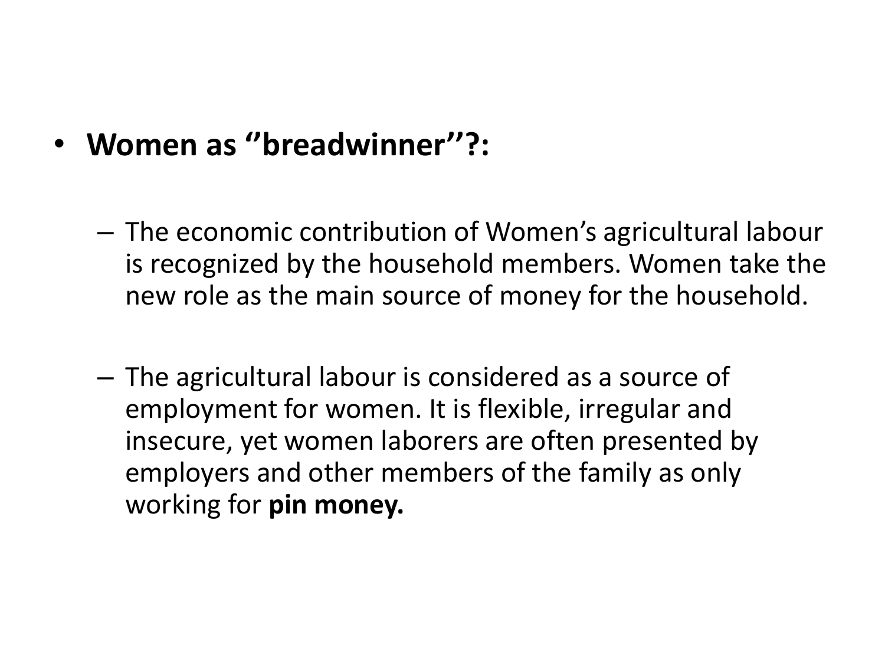- **Women as ''breadwinner''?:**

  - The economic contribution of Women's agricultural labour is recognized by the household members. Women take the new role as the main source of money for the household.

  - The agricultural labour is considered as a source of employment for women. It is flexible, irregular and insecure, yet women laborers are often presented by employers and other members of the family as only working for **pin money.**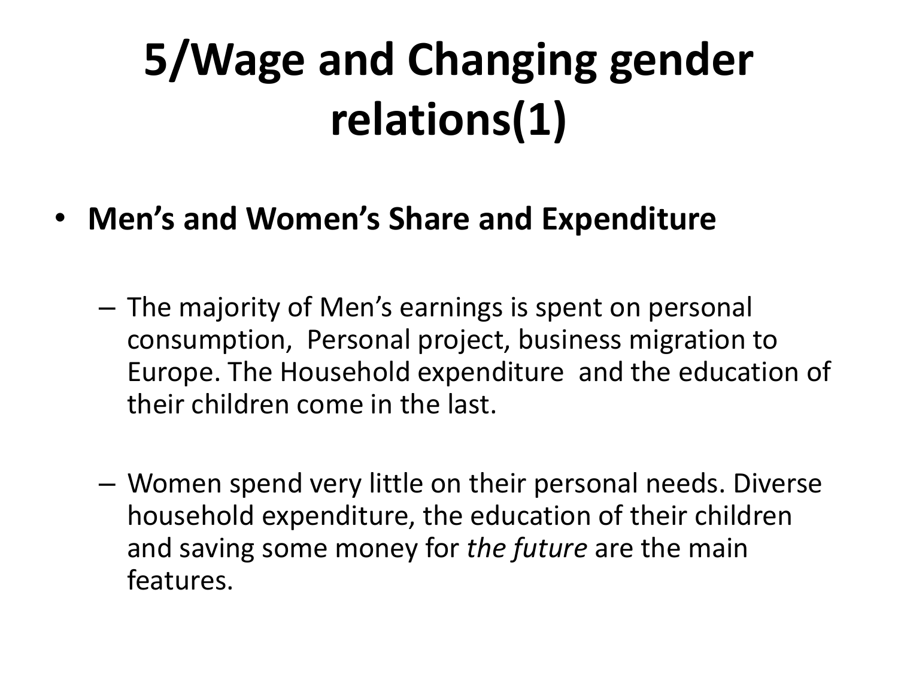# 5/Wage and Changing gender relations(1)

- **Men's and Women's Share and Expenditure**
  - The majority of Men's earnings is spent on personal consumption, Personal project, business migration to Europe. The Household expenditure and the education of their children come in the last.
  - Women spend very little on their personal needs. Diverse household expenditure, the education of their children and saving some money for *the future* are the main features.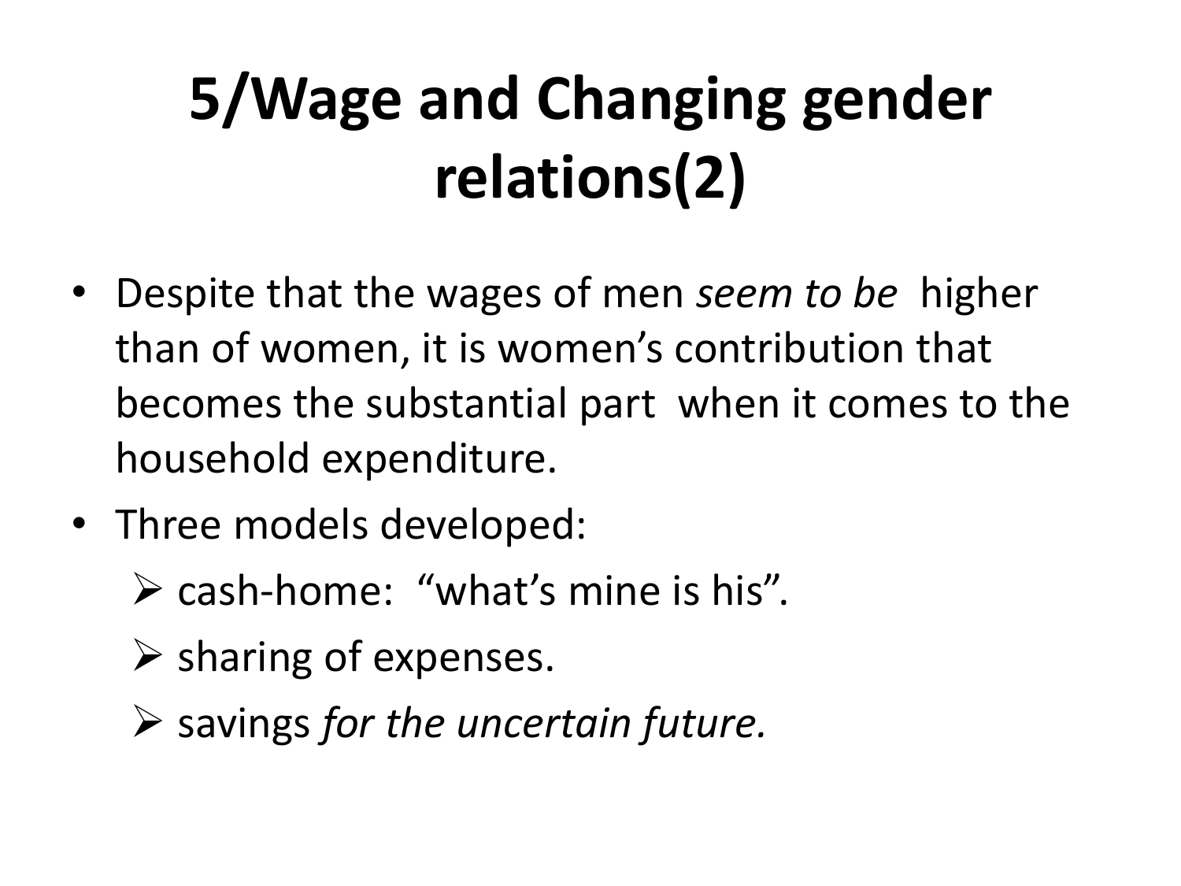# 5/Wage and Changing gender relations(2)

- Despite that the wages of men *seem to be* higher than of women, it is women's contribution that becomes the substantial part when it comes to the household expenditure.
- Three models developed:
  - cash-home: "what's mine is his".
  - sharing of expenses.
  - savings *for the uncertain future.*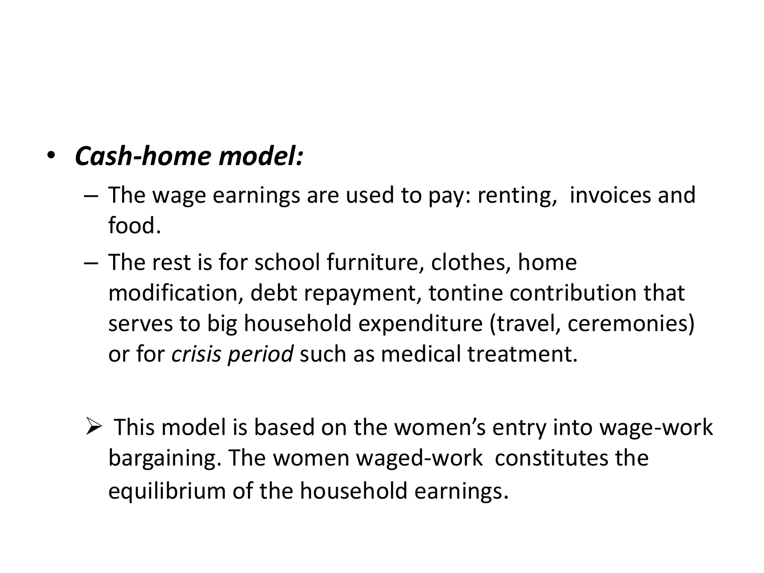- ***Cash-home model:***
  - The wage earnings are used to pay: renting, invoices and food.
  - The rest is for school furniture, clothes, home modification, debt repayment, tontine contribution that serves to big household expenditure (travel, ceremonies) or for *crisis period* such as medical treatment.

> This model is based on the women's entry into wage-work bargaining. The women waged-work constitutes the equilibrium of the household earnings.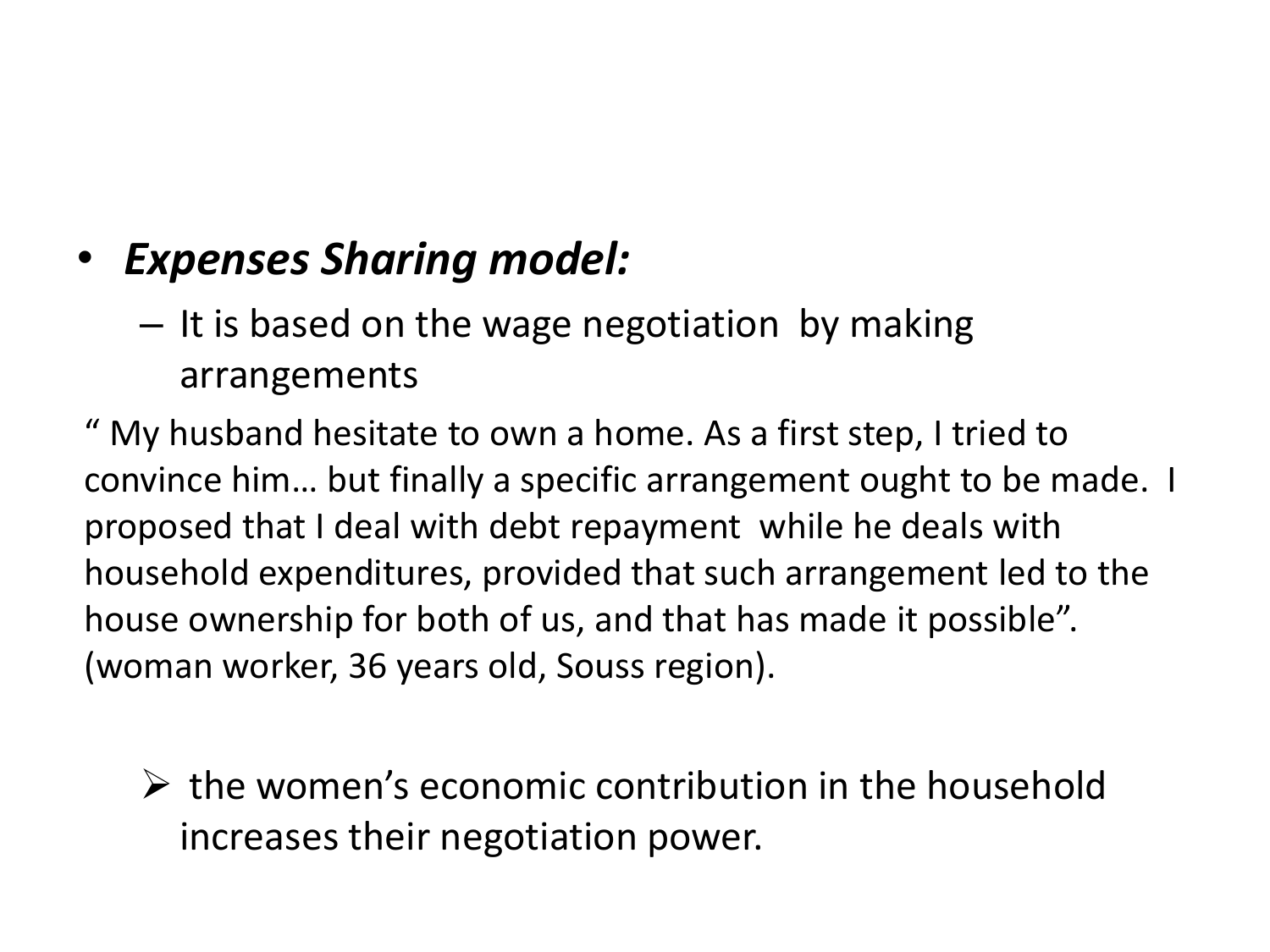- ***Expenses Sharing model:***
  - It is based on the wage negotiation  by making arrangements

" My husband hesitate to own a home. As a first step, I tried to convince him… but finally a specific arrangement ought to be made.  I proposed that I deal with debt repayment  while he deals with household expenditures, provided that such arrangement led to the house ownership for both of us, and that has made it possible". (woman worker, 36 years old, Souss region).

- ➢ the women's economic contribution in the household increases their negotiation power.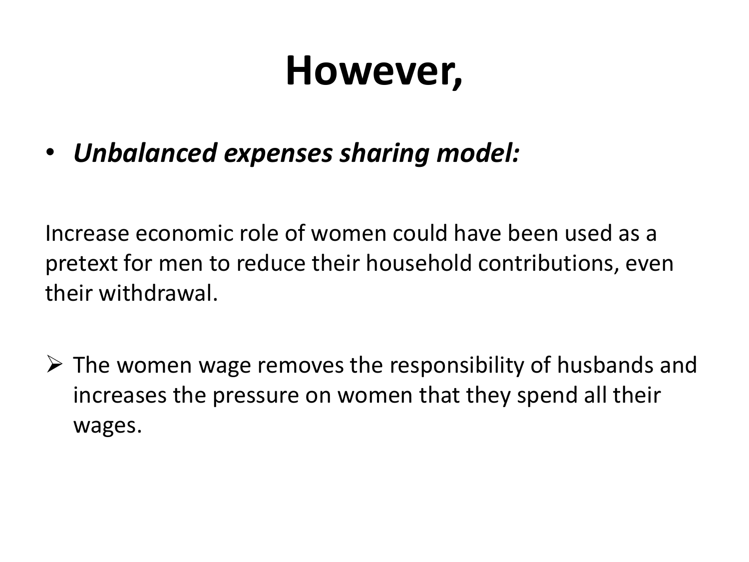# However,

- ***Unbalanced expenses sharing model:***

Increase economic role of women could have been used as a pretext for men to reduce their household contributions, even their withdrawal.

- The women wage removes the responsibility of husbands and increases the pressure on women that they spend all their wages.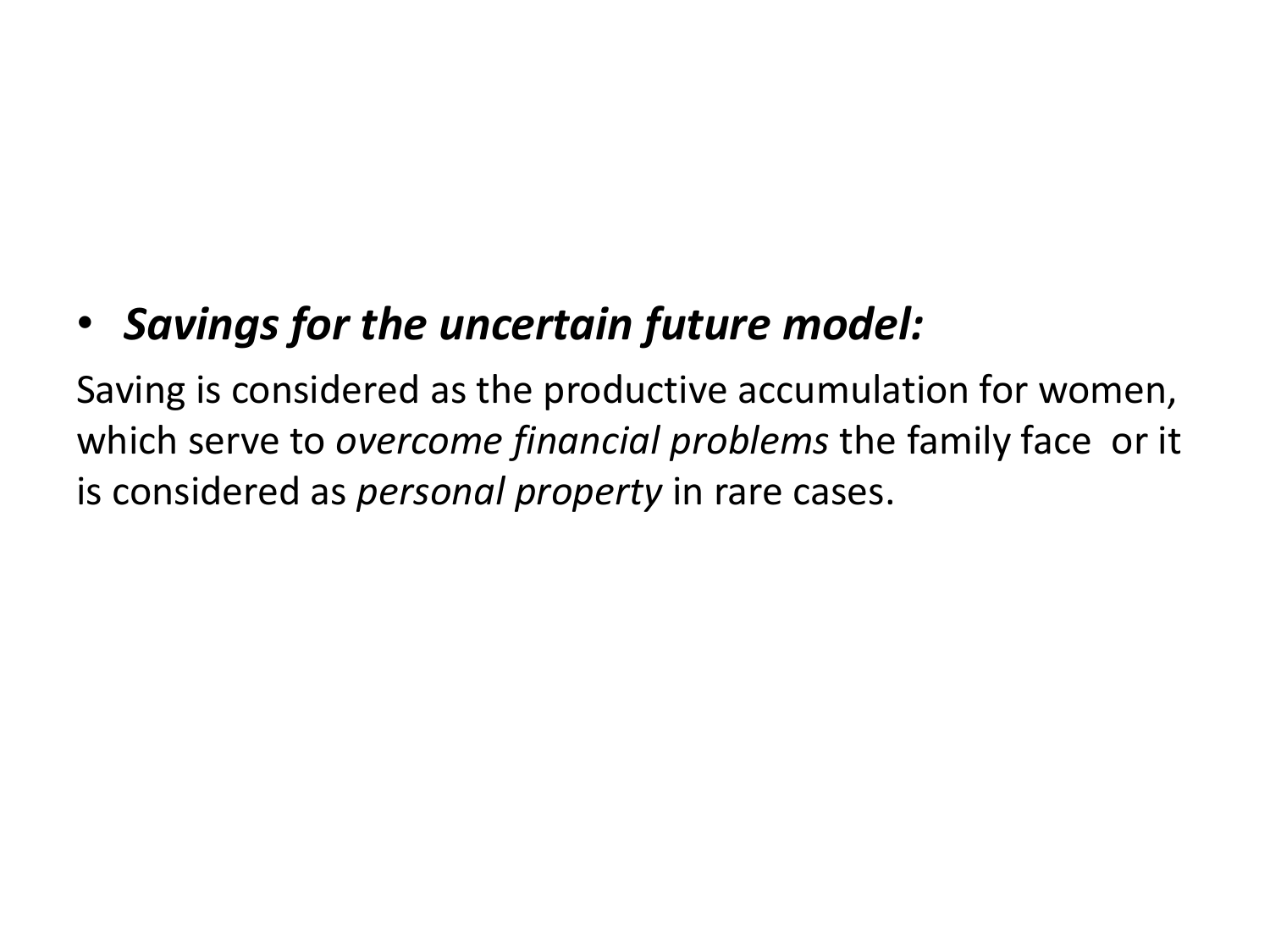- ***Savings for the uncertain future model:***

Saving is considered as the productive accumulation for women, which serve to *overcome financial problems* the family face or it is considered as *personal property* in rare cases.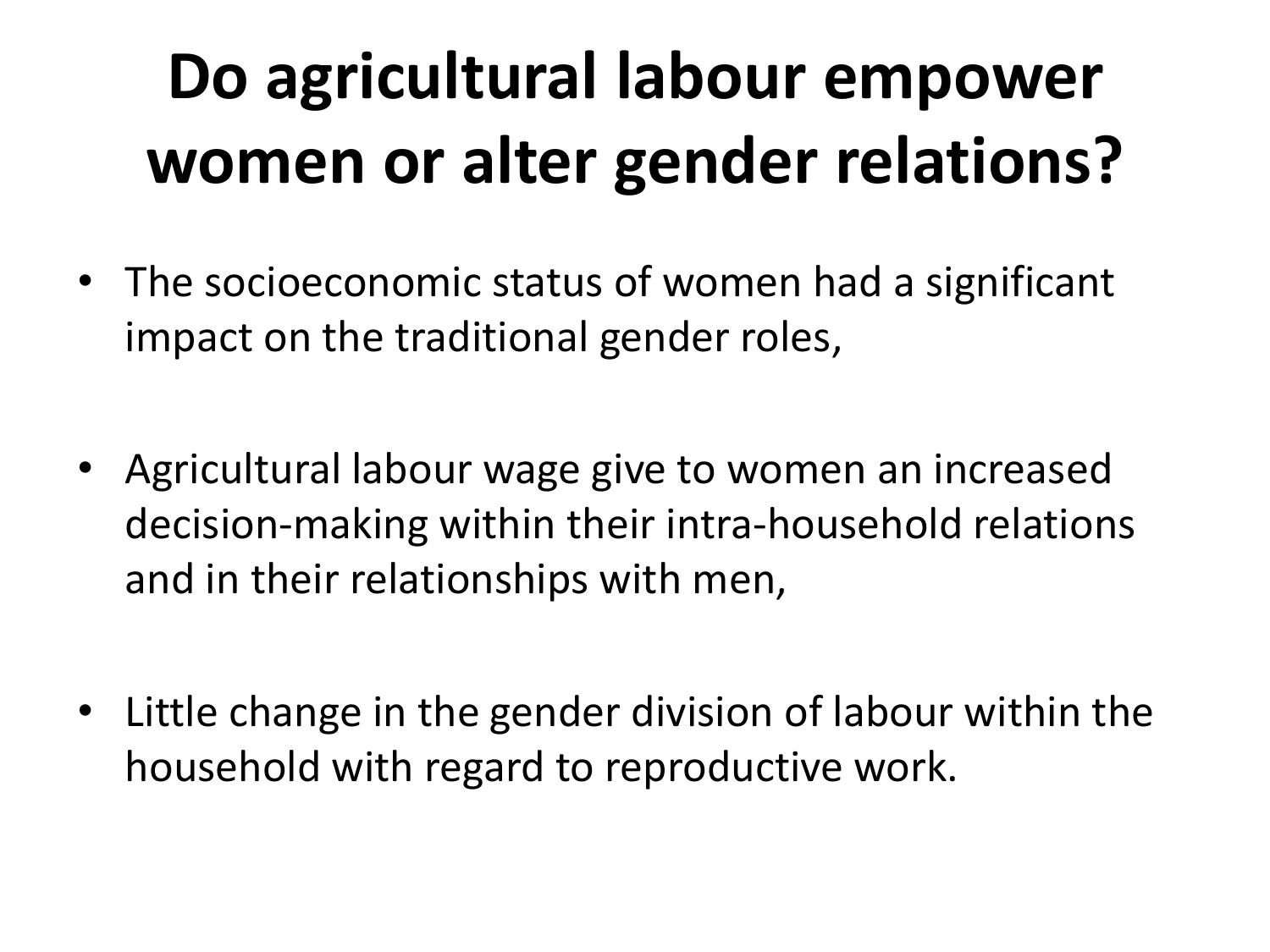# Do agricultural labour empower women or alter gender relations?

- The socioeconomic status of women had a significant impact on the traditional gender roles,
- Agricultural labour wage give to women an increased decision-making within their intra-household relations and in their relationships with men,
- Little change in the gender division of labour within the household with regard to reproductive work.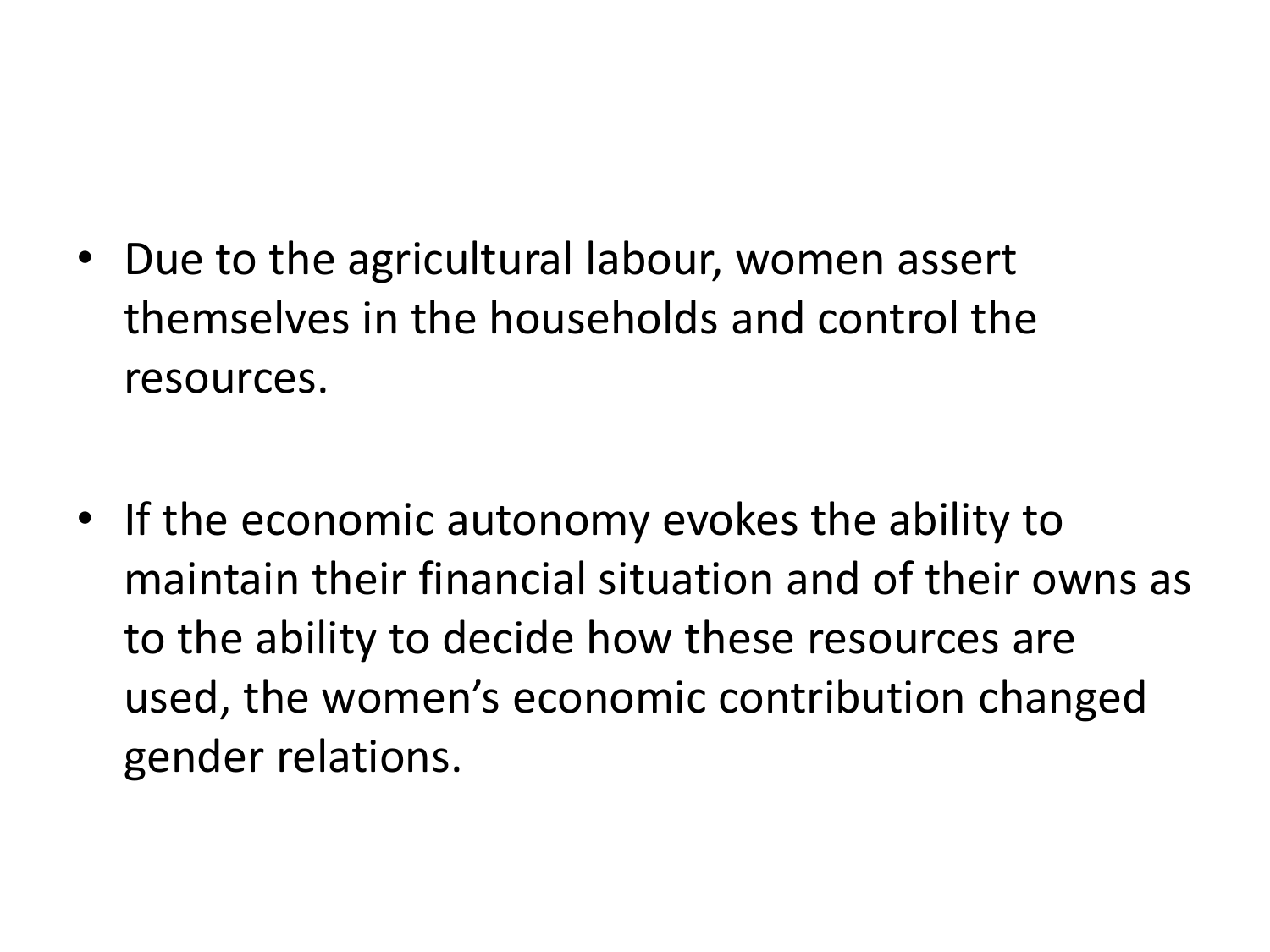- Due to the agricultural labour, women assert themselves in the households and control the resources.

- If the economic autonomy evokes the ability to maintain their financial situation and of their owns as to the ability to decide how these resources are used, the women's economic contribution changed gender relations.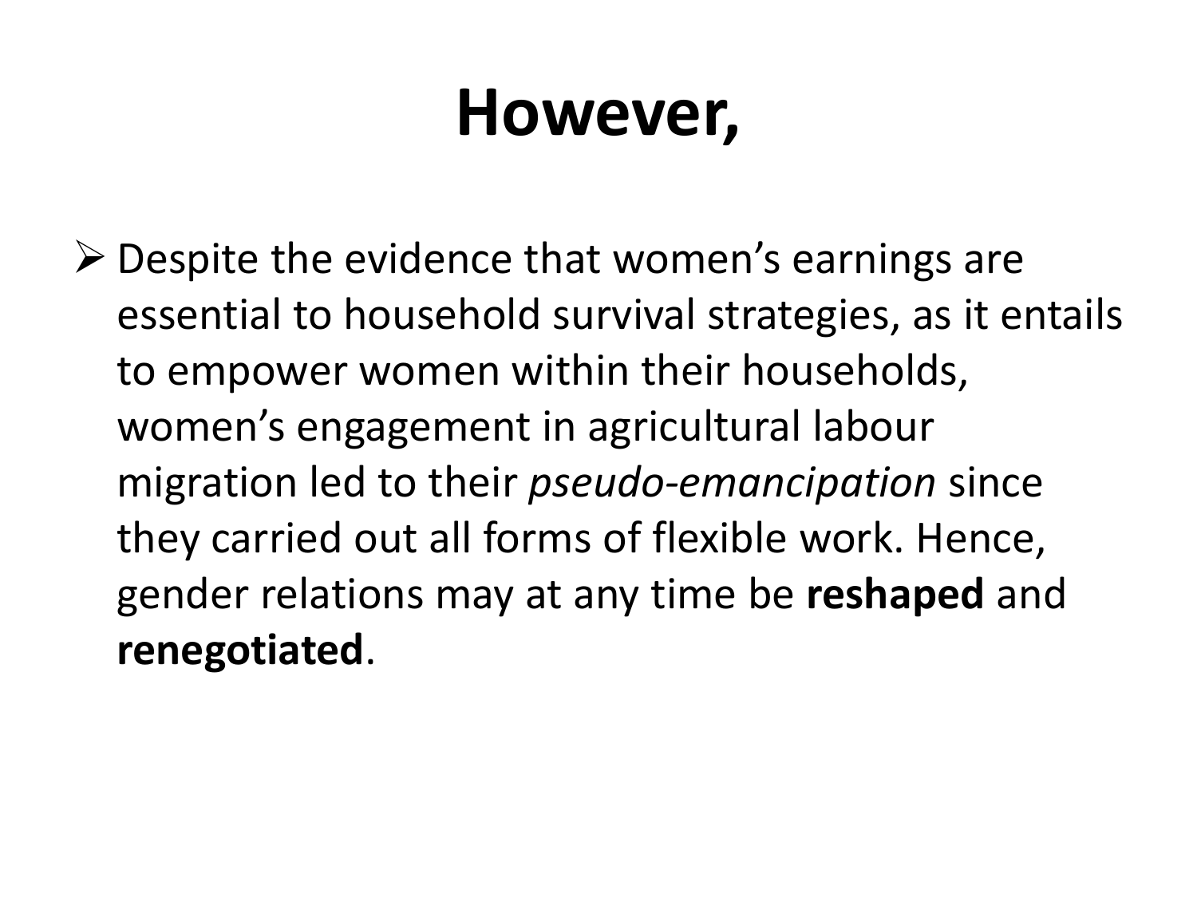# However,

- Despite the evidence that women's earnings are essential to household survival strategies, as it entails to empower women within their households, women's engagement in agricultural labour migration led to their *pseudo-emancipation* since they carried out all forms of flexible work. Hence, gender relations may at any time be **reshaped** and **renegotiated**.